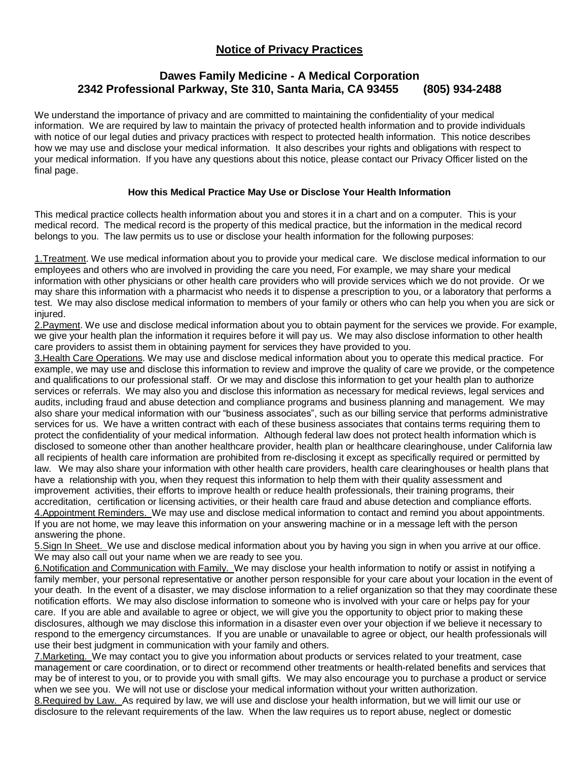# Notice of Privacy Practices

## Dawes Family Medicine - A Medical Corporation
## 2342 Professional Parkway, Ste 310, Santa Maria, CA 93455 (805) 934-2488

We understand the importance of privacy and are committed to maintaining the confidentiality of your medical information. We are required by law to maintain the privacy of protected health information and to provide individuals with notice of our legal duties and privacy practices with respect to protected health information. This notice describes how we may use and disclose your medical information. It also describes your rights and obligations with respect to your medical information. If you have any questions about this notice, please contact our Privacy Officer listed on the final page.

### How this Medical Practice May Use or Disclose Your Health Information

This medical practice collects health information about you and stores it in a chart and on a computer. This is your medical record. The medical record is the property of this medical practice, but the information in the medical record belongs to you. The law permits us to use or disclose your health information for the following purposes:

1.Treatment. We use medical information about you to provide your medical care. We disclose medical information to our employees and others who are involved in providing the care you need, For example, we may share your medical information with other physicians or other health care providers who will provide services which we do not provide. Or we may share this information with a pharmacist who needs it to dispense a prescription to you, or a laboratory that performs a test. We may also disclose medical information to members of your family or others who can help you when you are sick or injured.

2.Payment. We use and disclose medical information about you to obtain payment for the services we provide. For example, we give your health plan the information it requires before it will pay us. We may also disclose information to other health care providers to assist them in obtaining payment for services they have provided to you.

3.Health Care Operations. We may use and disclose medical information about you to operate this medical practice. For example, we may use and disclose this information to review and improve the quality of care we provide, or the competence and qualifications to our professional staff. Or we may and disclose this information to get your health plan to authorize services or referrals. We may also you and disclose this information as necessary for medical reviews, legal services and audits, including fraud and abuse detection and compliance programs and business planning and management. We may also share your medical information with our "business associates", such as our billing service that performs administrative services for us. We have a written contract with each of these business associates that contains terms requiring them to protect the confidentiality of your medical information. Although federal law does not protect health information which is disclosed to someone other than another healthcare provider, health plan or healthcare clearinghouse, under California law all recipients of health care information are prohibited from re-disclosing it except as specifically required or permitted by law. We may also share your information with other health care providers, health care clearinghouses or health plans that have a relationship with you, when they request this information to help them with their quality assessment and improvement activities, their efforts to improve health or reduce health professionals, their training programs, their accreditation, certification or licensing activities, or their health care fraud and abuse detection and compliance efforts.

4.Appointment Reminders. We may use and disclose medical information to contact and remind you about appointments. If you are not home, we may leave this information on your answering machine or in a message left with the person answering the phone.

5.Sign In Sheet. We use and disclose medical information about you by having you sign in when you arrive at our office. We may also call out your name when we are ready to see you.

6.Notification and Communication with Family. We may disclose your health information to notify or assist in notifying a family member, your personal representative or another person responsible for your care about your location in the event of your death. In the event of a disaster, we may disclose information to a relief organization so that they may coordinate these notification efforts. We may also disclose information to someone who is involved with your care or helps pay for your care. If you are able and available to agree or object, we will give you the opportunity to object prior to making these disclosures, although we may disclose this information in a disaster even over your objection if we believe it necessary to respond to the emergency circumstances. If you are unable or unavailable to agree or object, our health professionals will use their best judgment in communication with your family and others.

7.Marketing. We may contact you to give you information about products or services related to your treatment, case management or care coordination, or to direct or recommend other treatments or health-related benefits and services that may be of interest to you, or to provide you with small gifts. We may also encourage you to purchase a product or service when we see you. We will not use or disclose your medical information without your written authorization.

8.Required by Law. As required by law, we will use and disclose your health information, but we will limit our use or disclosure to the relevant requirements of the law. When the law requires us to report abuse, neglect or domestic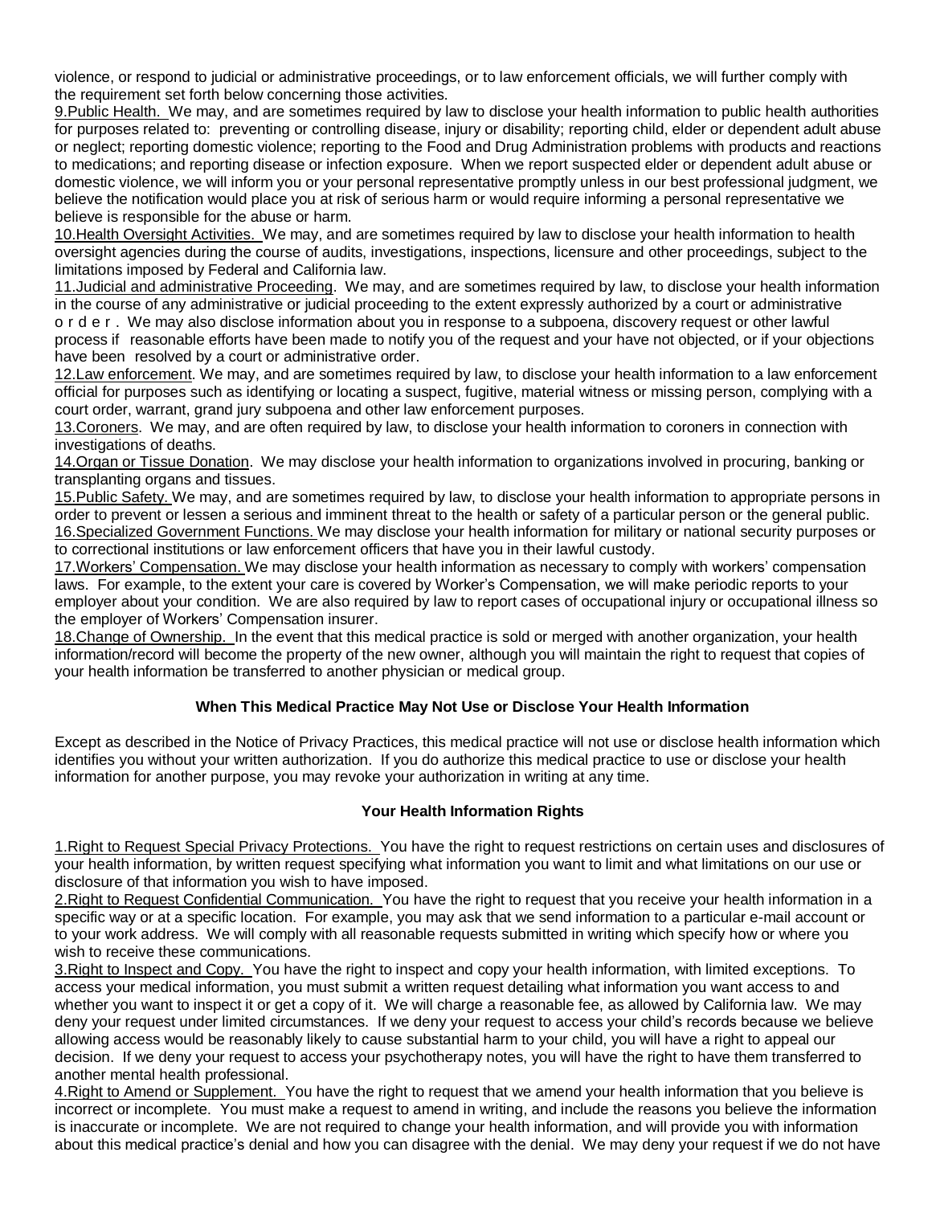violence, or respond to judicial or administrative proceedings, or to law enforcement officials, we will further comply with the requirement set forth below concerning those activities.

9.Public Health. We may, and are sometimes required by law to disclose your health information to public health authorities for purposes related to: preventing or controlling disease, injury or disability; reporting child, elder or dependent adult abuse or neglect; reporting domestic violence; reporting to the Food and Drug Administration problems with products and reactions to medications; and reporting disease or infection exposure. When we report suspected elder or dependent adult abuse or domestic violence, we will inform you or your personal representative promptly unless in our best professional judgment, we believe the notification would place you at risk of serious harm or would require informing a personal representative we believe is responsible for the abuse or harm.

10.Health Oversight Activities. We may, and are sometimes required by law to disclose your health information to health oversight agencies during the course of audits, investigations, inspections, licensure and other proceedings, subject to the limitations imposed by Federal and California law.

11.Judicial and administrative Proceeding. We may, and are sometimes required by law, to disclose your health information in the course of any administrative or judicial proceeding to the extent expressly authorized by a court or administrative order. We may also disclose information about you in response to a subpoena, discovery request or other lawful process if reasonable efforts have been made to notify you of the request and your have not objected, or if your objections have been resolved by a court or administrative order.

12.Law enforcement. We may, and are sometimes required by law, to disclose your health information to a law enforcement official for purposes such as identifying or locating a suspect, fugitive, material witness or missing person, complying with a court order, warrant, grand jury subpoena and other law enforcement purposes.

13.Coroners. We may, and are often required by law, to disclose your health information to coroners in connection with investigations of deaths.

14.Organ or Tissue Donation. We may disclose your health information to organizations involved in procuring, banking or transplanting organs and tissues.

15.Public Safety. We may, and are sometimes required by law, to disclose your health information to appropriate persons in order to prevent or lessen a serious and imminent threat to the health or safety of a particular person or the general public.

16.Specialized Government Functions. We may disclose your health information for military or national security purposes or to correctional institutions or law enforcement officers that have you in their lawful custody.

17.Workers' Compensation. We may disclose your health information as necessary to comply with workers' compensation laws. For example, to the extent your care is covered by Worker's Compensation, we will make periodic reports to your employer about your condition. We are also required by law to report cases of occupational injury or occupational illness so the employer of Workers' Compensation insurer.

18.Change of Ownership. In the event that this medical practice is sold or merged with another organization, your health information/record will become the property of the new owner, although you will maintain the right to request that copies of your health information be transferred to another physician or medical group.

**When This Medical Practice May Not Use or Disclose Your Health Information**

Except as described in the Notice of Privacy Practices, this medical practice will not use or disclose health information which identifies you without your written authorization. If you do authorize this medical practice to use or disclose your health information for another purpose, you may revoke your authorization in writing at any time.

**Your Health Information Rights**

1.Right to Request Special Privacy Protections. You have the right to request restrictions on certain uses and disclosures of your health information, by written request specifying what information you want to limit and what limitations on our use or disclosure of that information you wish to have imposed.

2.Right to Request Confidential Communication. You have the right to request that you receive your health information in a specific way or at a specific location. For example, you may ask that we send information to a particular e-mail account or to your work address. We will comply with all reasonable requests submitted in writing which specify how or where you wish to receive these communications.

3.Right to Inspect and Copy. You have the right to inspect and copy your health information, with limited exceptions. To access your medical information, you must submit a written request detailing what information you want access to and whether you want to inspect it or get a copy of it. We will charge a reasonable fee, as allowed by California law. We may deny your request under limited circumstances. If we deny your request to access your child's records because we believe allowing access would be reasonably likely to cause substantial harm to your child, you will have a right to appeal our decision. If we deny your request to access your psychotherapy notes, you will have the right to have them transferred to another mental health professional.

4.Right to Amend or Supplement. You have the right to request that we amend your health information that you believe is incorrect or incomplete. You must make a request to amend in writing, and include the reasons you believe the information is inaccurate or incomplete. We are not required to change your health information, and will provide you with information about this medical practice's denial and how you can disagree with the denial. We may deny your request if we do not have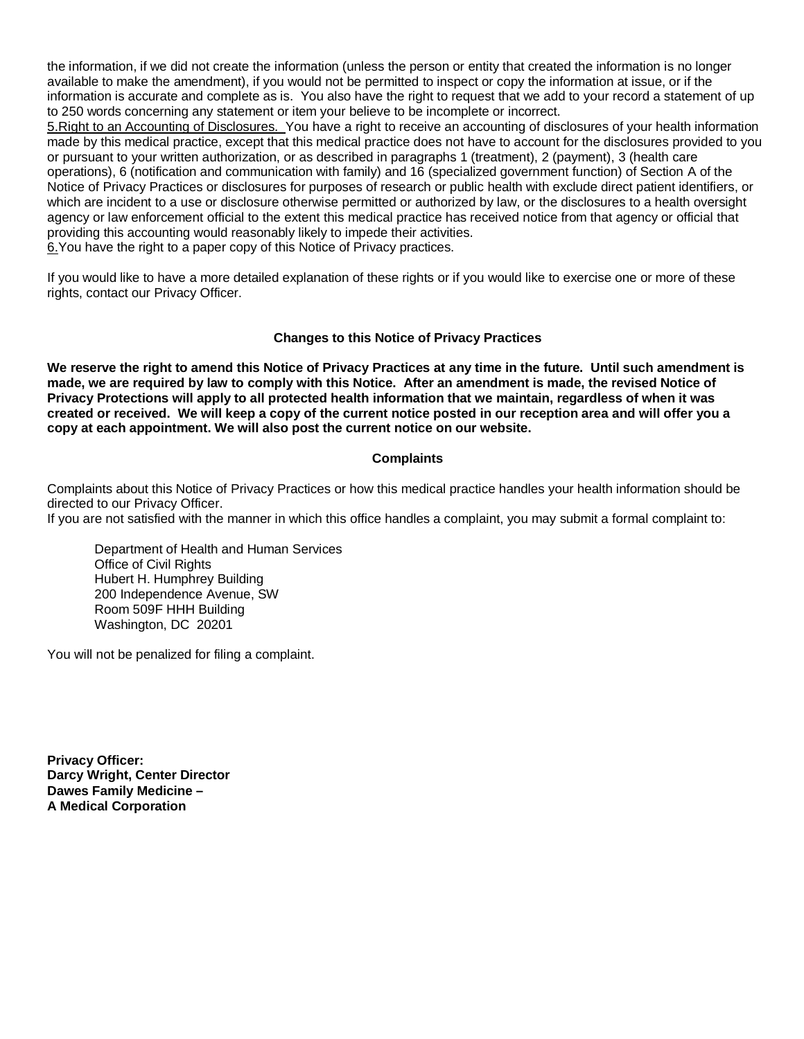the information, if we did not create the information (unless the person or entity that created the information is no longer available to make the amendment), if you would not be permitted to inspect or copy the information at issue, or if the information is accurate and complete as is. You also have the right to request that we add to your record a statement of up to 250 words concerning any statement or item your believe to be incomplete or incorrect.

5.Right to an Accounting of Disclosures. You have a right to receive an accounting of disclosures of your health information made by this medical practice, except that this medical practice does not have to account for the disclosures provided to you or pursuant to your written authorization, or as described in paragraphs 1 (treatment), 2 (payment), 3 (health care operations), 6 (notification and communication with family) and 16 (specialized government function) of Section A of the Notice of Privacy Practices or disclosures for purposes of research or public health with exclude direct patient identifiers, or which are incident to a use or disclosure otherwise permitted or authorized by law, or the disclosures to a health oversight agency or law enforcement official to the extent this medical practice has received notice from that agency or official that providing this accounting would reasonably likely to impede their activities.

6.You have the right to a paper copy of this Notice of Privacy practices.

If you would like to have a more detailed explanation of these rights or if you would like to exercise one or more of these rights, contact our Privacy Officer.

### Changes to this Notice of Privacy Practices

**We reserve the right to amend this Notice of Privacy Practices at any time in the future. Until such amendment is made, we are required by law to comply with this Notice. After an amendment is made, the revised Notice of Privacy Protections will apply to all protected health information that we maintain, regardless of when it was created or received. We will keep a copy of the current notice posted in our reception area and will offer you a copy at each appointment. We will also post the current notice on our website.**

### Complaints

Complaints about this Notice of Privacy Practices or how this medical practice handles your health information should be directed to our Privacy Officer.

If you are not satisfied with the manner in which this office handles a complaint, you may submit a formal complaint to:

Department of Health and Human Services
Office of Civil Rights
Hubert H. Humphrey Building
200 Independence Avenue, SW
Room 509F HHH Building
Washington, DC 20201

You will not be penalized for filing a complaint.

**Privacy Officer:**
**Darcy Wright, Center Director**
**Dawes Family Medicine –**
**A Medical Corporation**